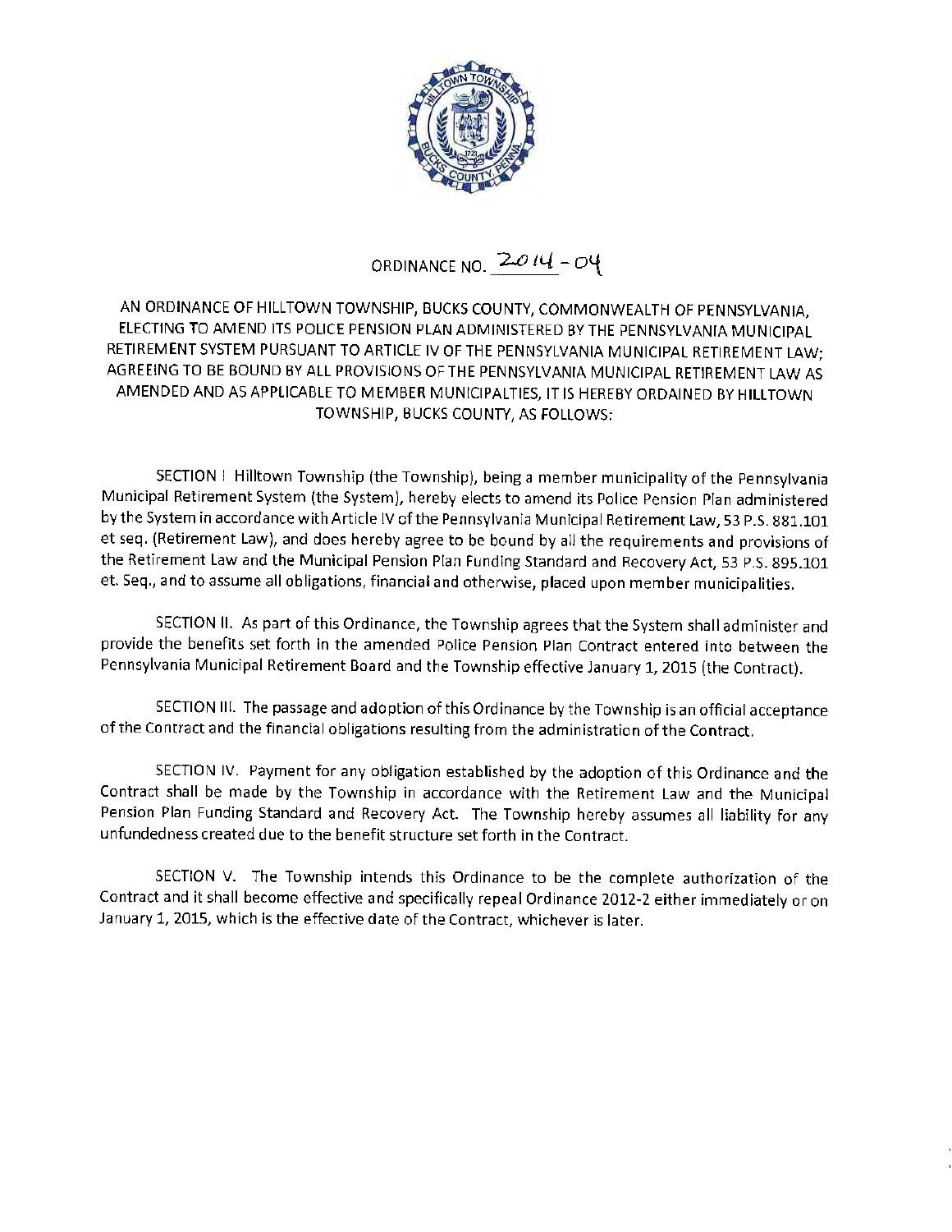# ORDINANCE NO. 2014 - 04

AN ORDINANCE OF HILLTOWN TOWNSHIP, BUCKS COUNTY, COMMONWEALTH OF PENNSYLVANIA, ELECTING TO AMEND ITS POLICE PENSION PLAN ADMINISTERED BY THE PENNSYLVANIA MUNICIPAL RETIREMENT SYSTEM PURSUANT TO ARTICLE IV OF THE PENNSYLVANIA MUNICIPAL RETIREMENT LAW; AGREEING TO BE BOUND BY ALL PROVISIONS OF THE PENNSYLVANIA MUNICIPAL RETIREMENT LAW AS AMENDED AND AS APPLICABLE TO MEMBER MUNICIPALTIES, IT IS HEREBY ORDAINED BY HILLTOWN TOWNSHIP, BUCKS COUNTY, AS FOLLOWS:

SECTION I Hilltown Township (the Township), being a member municipality of the Pennsylvania Municipal Retirement System (the System), hereby elects to amend its Police Pension Plan administered by the System in accordance with Article IV of the Pennsylvania Municipal Retirement Law, 53 P.S. 881.101 et seq. (Retirement Law), and does hereby agree to be bound by all the requirements and provisions of the Retirement Law and the Municipal Pension Plan Funding Standard and Recovery Act, 53 P.S. 895.101 et. Seq., and to assume all obligations, financial and otherwise, placed upon member municipalities.

SECTION II. As part of this Ordinance, the Township agrees that the System shall administer and provide the benefits set forth in the amended Police Pension Plan Contract entered into between the Pennsylvania Municipal Retirement Board and the Township effective January 1, 2015 (the Contract).

SECTION III. The passage and adoption of this Ordinance by the Township is an official acceptance of the Contract and the financial obligations resulting from the administration of the Contract.

SECTION IV. Payment for any obligation established by the adoption of this Ordinance and the Contract shall be made by the Township in accordance with the Retirement Law and the Municipal Pension Plan Funding Standard and Recovery Act. The Township hereby assumes all liability for any unfundedness created due to the benefit structure set forth in the Contract.

SECTION V. The Township intends this Ordinance to be the complete authorization of the Contract and it shall become effective and specifically repeal Ordinance 2012-2 either immediately or on January 1, 2015, which is the effective date of the Contract, whichever is later.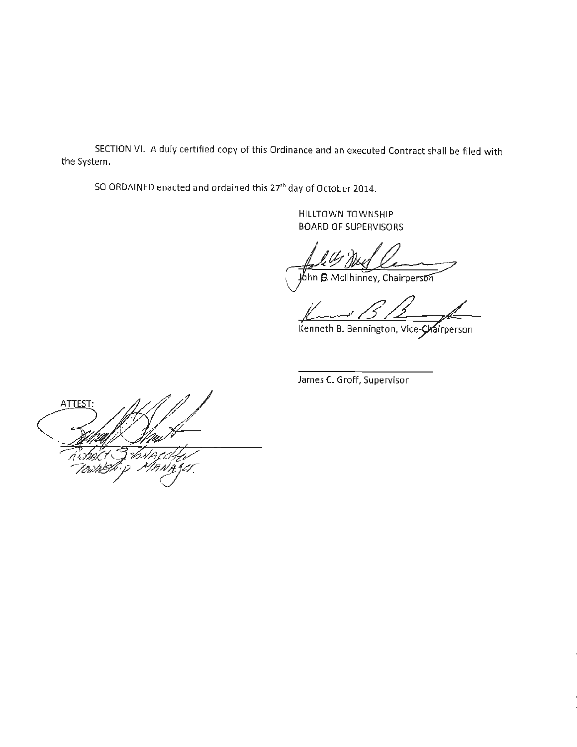SECTION VI. A duly certified copy of this Ordinance and an executed Contract shall be filed with the System.

SO ORDAINED enacted and ordained this 27th day of October 2014.

HILLTOWN TOWNSHIP
BOARD OF SUPERVISORS

John B. McIlhinney, Chairperson

Kenneth B. Bennington, Vice-Chairperson

James C. Groff, Supervisor

ATTEST:

Richard S. Schnaedter
Township Manager